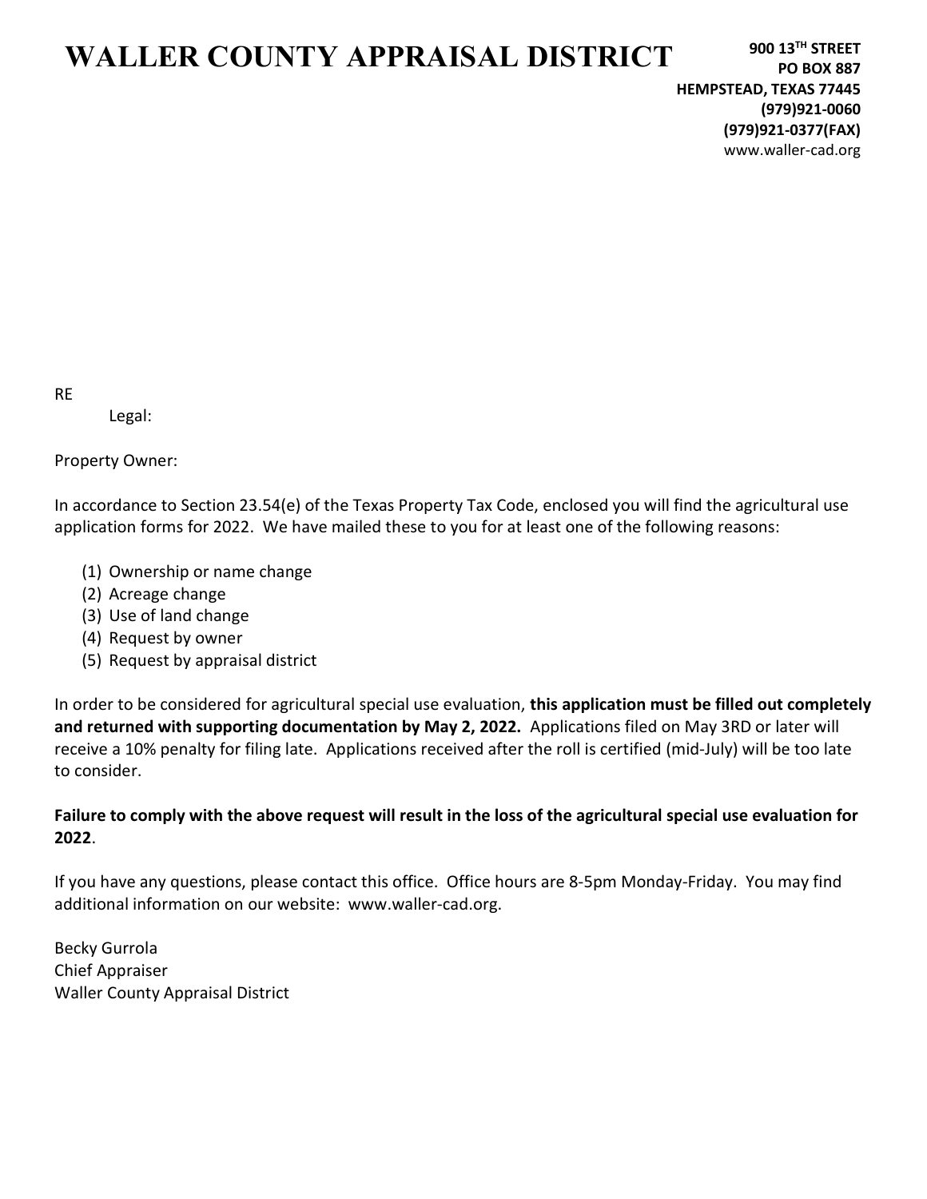# WALLER COUNTY APPRAISAL DISTRICT

**900 13TH STREET**
**PO BOX 887**
**HEMPSTEAD, TEXAS 77445**
**(979)921-0060**
**(979)921-0377(FAX)**
www.waller-cad.org

RE

Legal:

Property Owner:

In accordance to Section 23.54(e) of the Texas Property Tax Code, enclosed you will find the agricultural use application forms for 2022. We have mailed these to you for at least one of the following reasons:

1. Ownership or name change
2. Acreage change
3. Use of land change
4. Request by owner
5. Request by appraisal district

In order to be considered for agricultural special use evaluation, **this application must be filled out completely and returned with supporting documentation by May 2, 2022.** Applications filed on May 3RD or later will receive a 10% penalty for filing late. Applications received after the roll is certified (mid-July) will be too late to consider.

**Failure to comply with the above request will result in the loss of the agricultural special use evaluation for 2022**.

If you have any questions, please contact this office. Office hours are 8-5pm Monday-Friday. You may find additional information on our website: www.waller-cad.org.

Becky Gurrola
Chief Appraiser
Waller County Appraisal District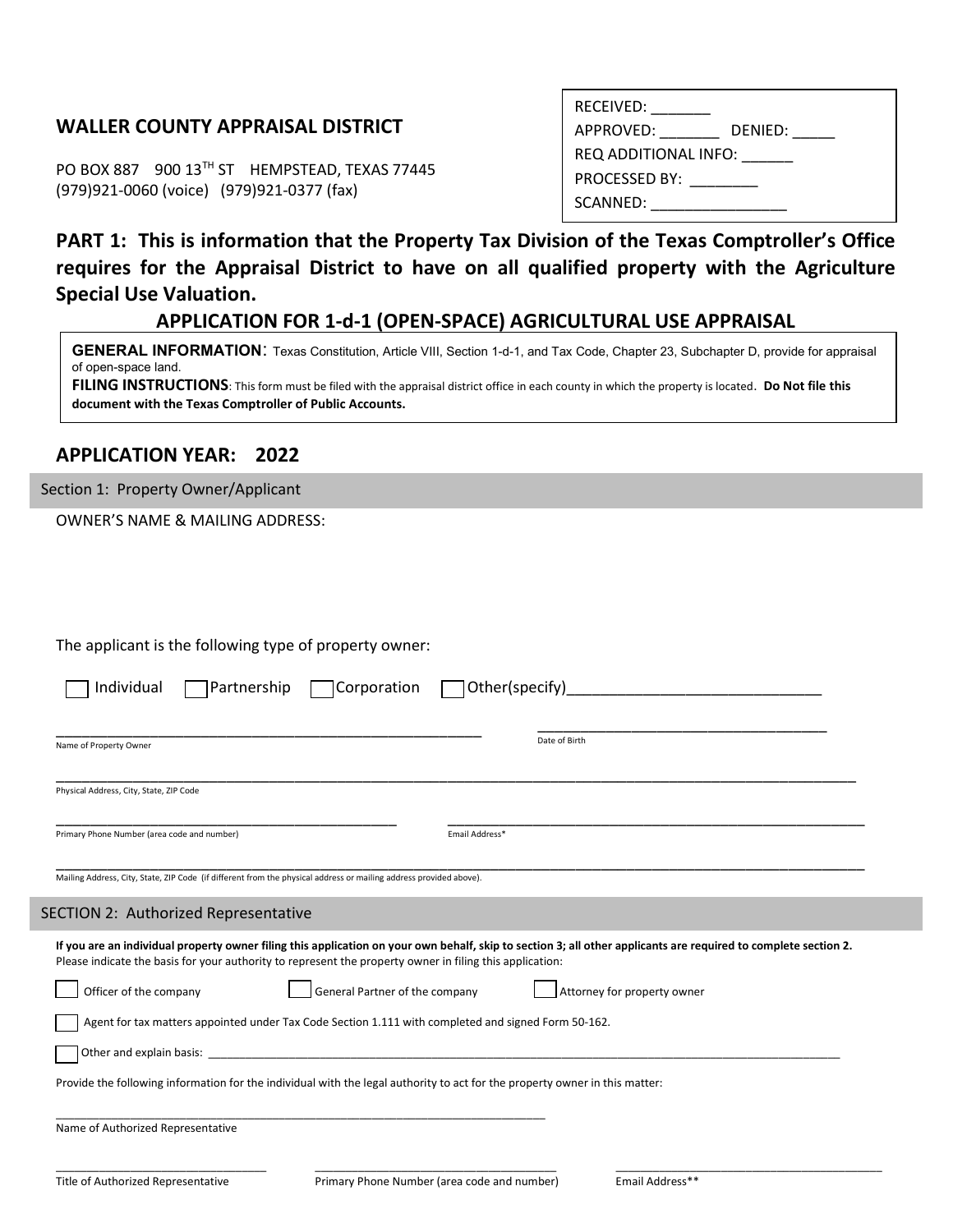## WALLER COUNTY APPRAISAL DISTRICT

PO BOX 887 900 13TH ST HEMPSTEAD, TEXAS 77445
(979)921-0060 (voice) (979)921-0377 (fax)

RECEIVED: _______
APPROVED: _______ DENIED: _____
REQ ADDITIONAL INFO: ______
PROCESSED BY: ________
SCANNED: ________________

## PART 1: This is information that the Property Tax Division of the Texas Comptroller's Office requires for the Appraisal District to have on all qualified property with the Agriculture Special Use Valuation.

### APPLICATION FOR 1-d-1 (OPEN-SPACE) AGRICULTURAL USE APPRAISAL

**GENERAL INFORMATION**: Texas Constitution, Article VIII, Section 1-d-1, and Tax Code, Chapter 23, Subchapter D, provide for appraisal of open-space land.
**FILING INSTRUCTIONS**: This form must be filed with the appraisal district office in each county in which the property is located. **Do Not file this document with the Texas Comptroller of Public Accounts.**

## APPLICATION YEAR: 2022

### Section 1: Property Owner/Applicant

OWNER'S NAME & MAILING ADDRESS:

The applicant is the following type of property owner:

☐ Individual ☐ Partnership ☐ Corporation ☐ Other(specify)______________________________

______________________________________________________ Name of Property Owner

_____________________________________ Date of Birth

_____________________________________________________________________________________________ Physical Address, City, State, ZIP Code

_____________________________________________ Primary Phone Number (area code and number)

_____________________________________________________ Email Address*

_____________________________________________________________________________________________ Mailing Address, City, State, ZIP Code (if different from the physical address or mailing address provided above).

### SECTION 2: Authorized Representative

**If you are an individual property owner filing this application on your own behalf, skip to section 3; all other applicants are required to complete section 2.**
Please indicate the basis for your authority to represent the property owner in filing this application:

☐ Officer of the company ☐ General Partner of the company ☐ Attorney for property owner

☐ Agent for tax matters appointed under Tax Code Section 1.111 with completed and signed Form 50-162.

☐ Other and explain basis: _____________________________________________________________________________________________

Provide the following information for the individual with the legal authority to act for the property owner in this matter:

_____________________________________________________________________________ Name of Authorized Representative

________________________________ Title of Authorized Representative

_____________________________________ Primary Phone Number (area code and number)

_________________________________________ Email Address**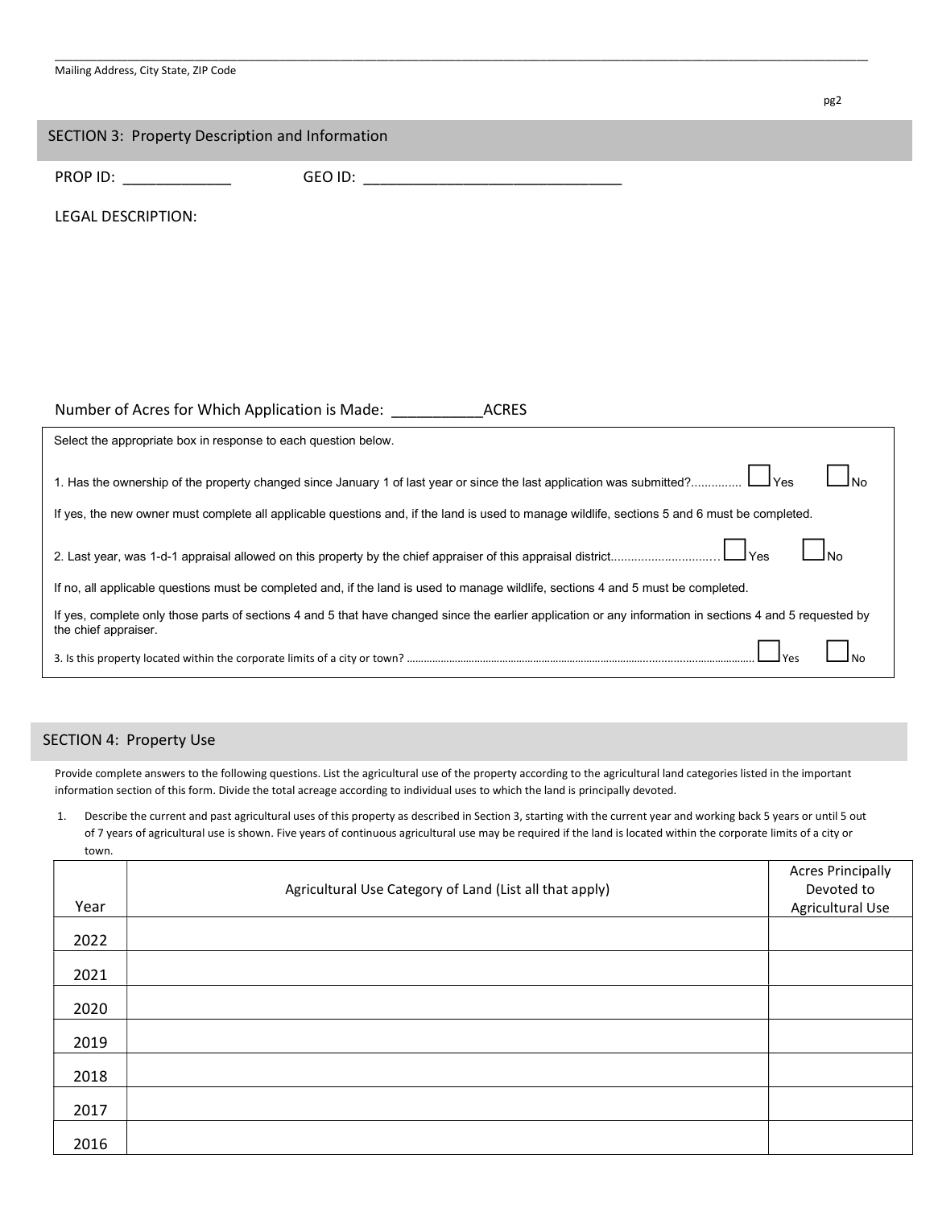_______________________________________________________________________________________________________________
Mailing Address, City State, ZIP Code

## SECTION 3: Property Description and Information

PROP ID: _____________ GEO ID: ________________________________

LEGAL DESCRIPTION:

Number of Acres for Which Application is Made: ___________ACRES

Select the appropriate box in response to each question below.

1. Has the ownership of the property changed since January 1 of last year or since the last application was submitted?.............. ☐ Yes ☐ No

If yes, the new owner must complete all applicable questions and, if the land is used to manage wildlife, sections 5 and 6 must be completed.

2. Last year, was 1-d-1 appraisal allowed on this property by the chief appraiser of this appraisal district............................... ☐ Yes ☐ No

If no, all applicable questions must be completed and, if the land is used to manage wildlife, sections 4 and 5 must be completed.

If yes, complete only those parts of sections 4 and 5 that have changed since the earlier application or any information in sections 4 and 5 requested by the chief appraiser.

3. Is this property located within the corporate limits of a city or town? ........................................................................ ☐ Yes ☐ No

## SECTION 4: Property Use

Provide complete answers to the following questions. List the agricultural use of the property according to the agricultural land categories listed in the important information section of this form. Divide the total acreage according to individual uses to which the land is principally devoted.

1. Describe the current and past agricultural uses of this property as described in Section 3, starting with the current year and working back 5 years or until 5 out of 7 years of agricultural use is shown. Five years of continuous agricultural use may be required if the land is located within the corporate limits of a city or town.

| Year | Agricultural Use Category of Land (List all that apply) | Acres Principally Devoted to Agricultural Use |
|---|---|---|
| 2022 | | |
| 2021 | | |
| 2020 | | |
| 2019 | | |
| 2018 | | |
| 2017 | | |
| 2016 | | |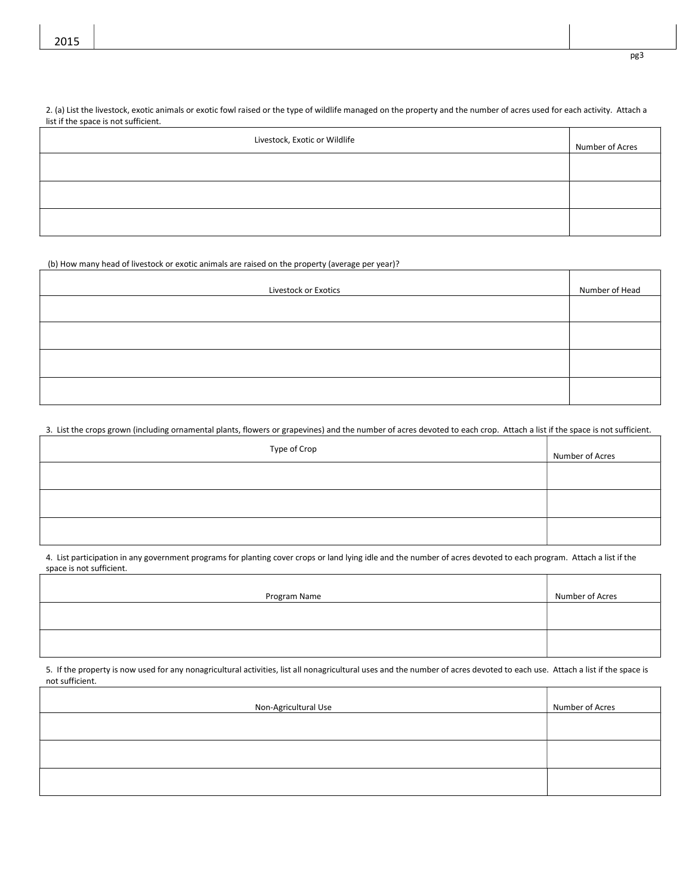2015

2. (a) List the livestock, exotic animals or exotic fowl raised or the type of wildlife managed on the property and the number of acres used for each activity. Attach a list if the space is not sufficient.

| Livestock, Exotic or Wildlife | Number of Acres |
|---|---|
| | |
| | |
| | |

(b) How many head of livestock or exotic animals are raised on the property (average per year)?

| Livestock or Exotics | Number of Head |
|---|---|
| | |
| | |
| | |
| | |

3. List the crops grown (including ornamental plants, flowers or grapevines) and the number of acres devoted to each crop. Attach a list if the space is not sufficient.

| Type of Crop | Number of Acres |
|---|---|
| | |
| | |
| | |

4. List participation in any government programs for planting cover crops or land lying idle and the number of acres devoted to each program. Attach a list if the space is not sufficient.

| Program Name | Number of Acres |
|---|---|
| | |
| | |

5. If the property is now used for any nonagricultural activities, list all nonagricultural uses and the number of acres devoted to each use. Attach a list if the space is not sufficient.

| Non-Agricultural Use | Number of Acres |
|---|---|
| | |
| | |
| | |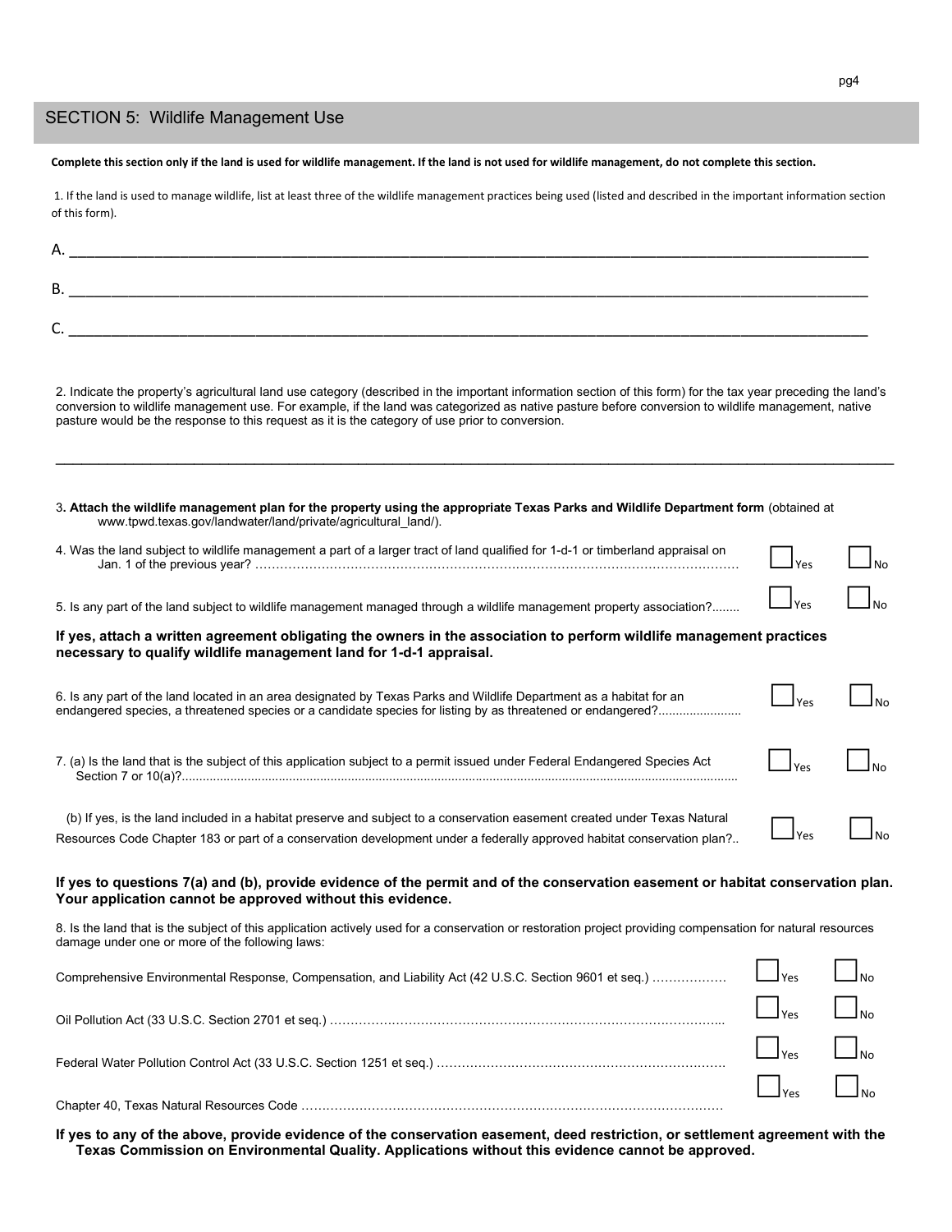## SECTION 5: Wildlife Management Use

**Complete this section only if the land is used for wildlife management. If the land is not used for wildlife management, do not complete this section.**

1. If the land is used to manage wildlife, list at least three of the wildlife management practices being used (listed and described in the important information section of this form).

A. ______________________________________________________________________________

B. ______________________________________________________________________________

C. ______________________________________________________________________________

2. Indicate the property's agricultural land use category (described in the important information section of this form) for the tax year preceding the land's conversion to wildlife management use. For example, if the land was categorized as native pasture before conversion to wildlife management, native pasture would be the response to this request as it is the category of use prior to conversion.

______________________________________________________________________________

3. **Attach the wildlife management plan for the property using the appropriate Texas Parks and Wildlife Department form** (obtained at www.tpwd.texas.gov/landwater/land/private/agricultural_land/).

4. Was the land subject to wildlife management a part of a larger tract of land qualified for 1-d-1 or timberland appraisal on Jan. 1 of the previous year? ………… ☐ Yes ☐ No

5. Is any part of the land subject to wildlife management managed through a wildlife management property association?........ ☐ Yes ☐ No

**If yes, attach a written agreement obligating the owners in the association to perform wildlife management practices necessary to qualify wildlife management land for 1-d-1 appraisal.**

6. Is any part of the land located in an area designated by Texas Parks and Wildlife Department as a habitat for an endangered species, a threatened species or a candidate species for listing by as threatened or endangered?........ ☐ Yes ☐ No

7. (a) Is the land that is the subject of this application subject to a permit issued under Federal Endangered Species Act Section 7 or 10(a)?........ ☐ Yes ☐ No

(b) If yes, is the land included in a habitat preserve and subject to a conservation easement created under Texas Natural Resources Code Chapter 183 or part of a conservation development under a federally approved habitat conservation plan?.. ☐ Yes ☐ No

**If yes to questions 7(a) and (b), provide evidence of the permit and of the conservation easement or habitat conservation plan. Your application cannot be approved without this evidence.**

8. Is the land that is the subject of this application actively used for a conservation or restoration project providing compensation for natural resources damage under one or more of the following laws:

Comprehensive Environmental Response, Compensation, and Liability Act (42 U.S.C. Section 9601 et seq.) ………… ☐ Yes ☐ No

Oil Pollution Act (33 U.S.C. Section 2701 et seq.) ………… ☐ Yes ☐ No

Federal Water Pollution Control Act (33 U.S.C. Section 1251 et seq.) ………… ☐ Yes ☐ No

Chapter 40, Texas Natural Resources Code ………… ☐ Yes ☐ No

**If yes to any of the above, provide evidence of the conservation easement, deed restriction, or settlement agreement with the Texas Commission on Environmental Quality. Applications without this evidence cannot be approved.**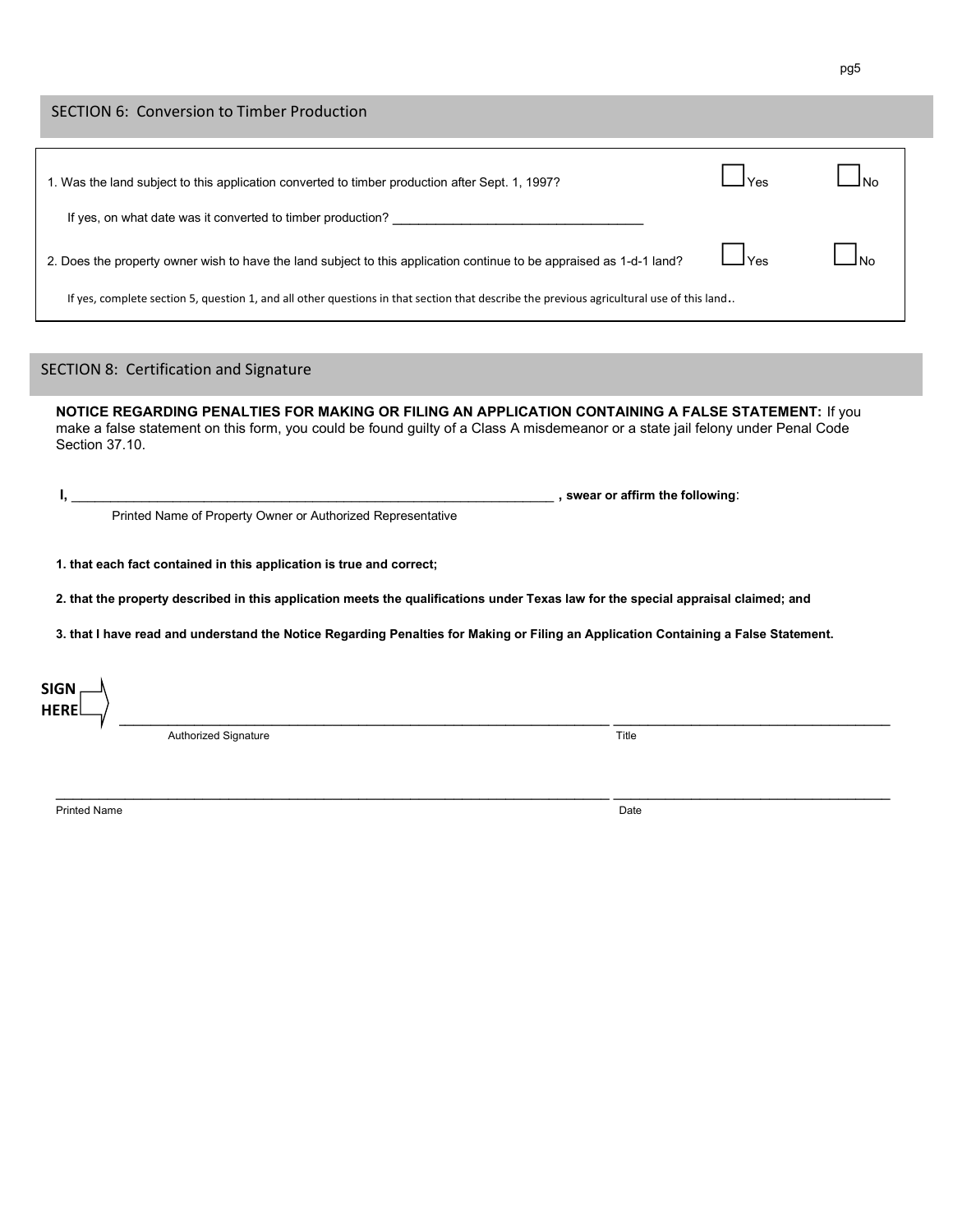## SECTION 6: Conversion to Timber Production

1. Was the land subject to this application converted to timber production after Sept. 1, 1997? ☐ Yes ☐ No

   If yes, on what date was it converted to timber production? ___________________________________

2. Does the property owner wish to have the land subject to this application continue to be appraised as 1-d-1 land? ☐ Yes ☐ No

   If yes, complete section 5, question 1, and all other questions in that section that describe the previous agricultural use of this land..

## SECTION 8: Certification and Signature

**NOTICE REGARDING PENALTIES FOR MAKING OR FILING AN APPLICATION CONTAINING A FALSE STATEMENT:** If you make a false statement on this form, you could be found guilty of a Class A misdemeanor or a state jail felony under Penal Code Section 37.10.

**I,** ____________________________________________________________________ **, swear or affirm the following**:

Printed Name of Property Owner or Authorized Representative

**1. that each fact contained in this application is true and correct;**

**2. that the property described in this application meets the qualifications under Texas law for the special appraisal claimed; and**

**3. that I have read and understand the Notice Regarding Penalties for Making or Filing an Application Containing a False Statement.**

**SIGN HERE** ➡ ______________________________________________________________________ ________________________________________

Authorized Signature | Title

______________________________________________________________________ ________________________________________

Printed Name | Date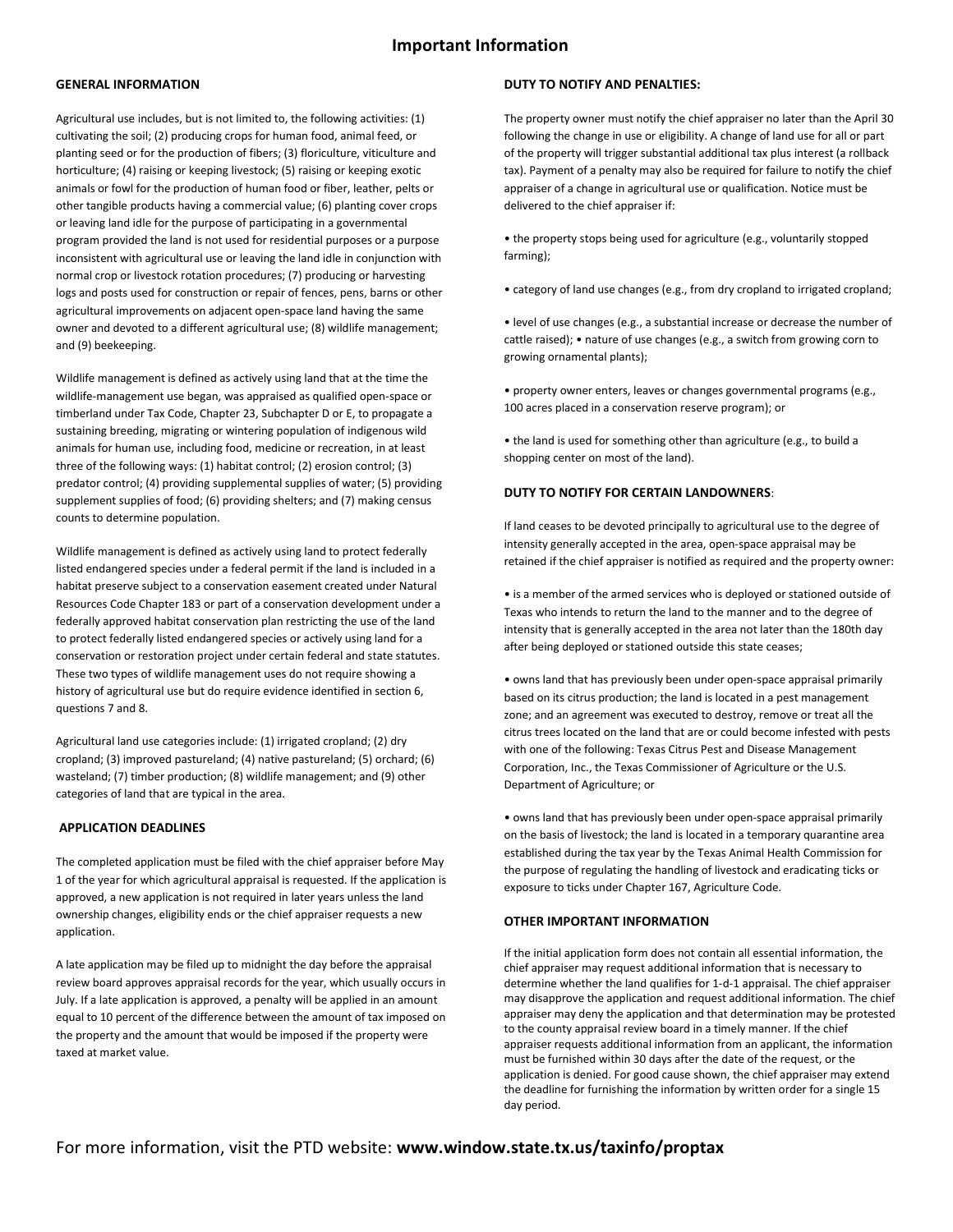# Important Information

## GENERAL INFORMATION

Agricultural use includes, but is not limited to, the following activities: (1) cultivating the soil; (2) producing crops for human food, animal feed, or planting seed or for the production of fibers; (3) floriculture, viticulture and horticulture; (4) raising or keeping livestock; (5) raising or keeping exotic animals or fowl for the production of human food or fiber, leather, pelts or other tangible products having a commercial value; (6) planting cover crops or leaving land idle for the purpose of participating in a governmental program provided the land is not used for residential purposes or a purpose inconsistent with agricultural use or leaving the land idle in conjunction with normal crop or livestock rotation procedures; (7) producing or harvesting logs and posts used for construction or repair of fences, pens, barns or other agricultural improvements on adjacent open-space land having the same owner and devoted to a different agricultural use; (8) wildlife management; and (9) beekeeping.

Wildlife management is defined as actively using land that at the time the wildlife-management use began, was appraised as qualified open-space or timberland under Tax Code, Chapter 23, Subchapter D or E, to propagate a sustaining breeding, migrating or wintering population of indigenous wild animals for human use, including food, medicine or recreation, in at least three of the following ways: (1) habitat control; (2) erosion control; (3) predator control; (4) providing supplemental supplies of water; (5) providing supplement supplies of food; (6) providing shelters; and (7) making census counts to determine population.

Wildlife management is defined as actively using land to protect federally listed endangered species under a federal permit if the land is included in a habitat preserve subject to a conservation easement created under Natural Resources Code Chapter 183 or part of a conservation development under a federally approved habitat conservation plan restricting the use of the land to protect federally listed endangered species or actively using land for a conservation or restoration project under certain federal and state statutes. These two types of wildlife management uses do not require showing a history of agricultural use but do require evidence identified in section 6, questions 7 and 8.

Agricultural land use categories include: (1) irrigated cropland; (2) dry cropland; (3) improved pastureland; (4) native pastureland; (5) orchard; (6) wasteland; (7) timber production; (8) wildlife management; and (9) other categories of land that are typical in the area.

## APPLICATION DEADLINES

The completed application must be filed with the chief appraiser before May 1 of the year for which agricultural appraisal is requested. If the application is approved, a new application is not required in later years unless the land ownership changes, eligibility ends or the chief appraiser requests a new application.

A late application may be filed up to midnight the day before the appraisal review board approves appraisal records for the year, which usually occurs in July. If a late application is approved, a penalty will be applied in an amount equal to 10 percent of the difference between the amount of tax imposed on the property and the amount that would be imposed if the property were taxed at market value.

## DUTY TO NOTIFY AND PENALTIES:

The property owner must notify the chief appraiser no later than the April 30 following the change in use or eligibility. A change of land use for all or part of the property will trigger substantial additional tax plus interest (a rollback tax). Payment of a penalty may also be required for failure to notify the chief appraiser of a change in agricultural use or qualification. Notice must be delivered to the chief appraiser if:

- the property stops being used for agriculture (e.g., voluntarily stopped farming);
- category of land use changes (e.g., from dry cropland to irrigated cropland;
- level of use changes (e.g., a substantial increase or decrease the number of cattle raised); • nature of use changes (e.g., a switch from growing corn to growing ornamental plants);
- property owner enters, leaves or changes governmental programs (e.g., 100 acres placed in a conservation reserve program); or
- the land is used for something other than agriculture (e.g., to build a shopping center on most of the land).

## DUTY TO NOTIFY FOR CERTAIN LANDOWNERS:

If land ceases to be devoted principally to agricultural use to the degree of intensity generally accepted in the area, open-space appraisal may be retained if the chief appraiser is notified as required and the property owner:

- is a member of the armed services who is deployed or stationed outside of Texas who intends to return the land to the manner and to the degree of intensity that is generally accepted in the area not later than the 180th day after being deployed or stationed outside this state ceases;
- owns land that has previously been under open-space appraisal primarily based on its citrus production; the land is located in a pest management zone; and an agreement was executed to destroy, remove or treat all the citrus trees located on the land that are or could become infested with pests with one of the following: Texas Citrus Pest and Disease Management Corporation, Inc., the Texas Commissioner of Agriculture or the U.S. Department of Agriculture; or
- owns land that has previously been under open-space appraisal primarily on the basis of livestock; the land is located in a temporary quarantine area established during the tax year by the Texas Animal Health Commission for the purpose of regulating the handling of livestock and eradicating ticks or exposure to ticks under Chapter 167, Agriculture Code.

## OTHER IMPORTANT INFORMATION

If the initial application form does not contain all essential information, the chief appraiser may request additional information that is necessary to determine whether the land qualifies for 1-d-1 appraisal. The chief appraiser may disapprove the application and request additional information. The chief appraiser may deny the application and that determination may be protested to the county appraisal review board in a timely manner. If the chief appraiser requests additional information from an applicant, the information must be furnished within 30 days after the date of the request, or the application is denied. For good cause shown, the chief appraiser may extend the deadline for furnishing the information by written order for a single 15 day period.

For more information, visit the PTD website: **www.window.state.tx.us/taxinfo/proptax**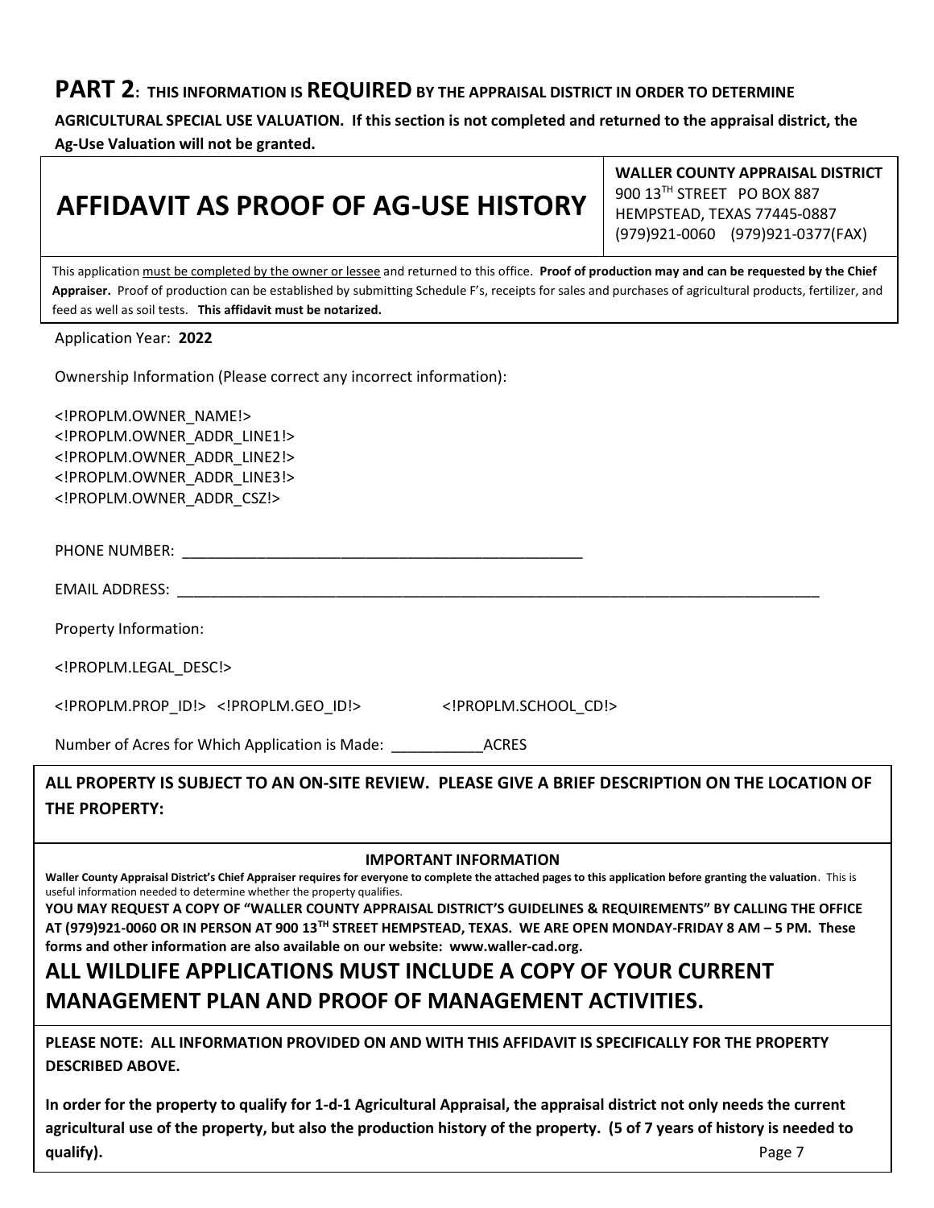## PART 2: THIS INFORMATION IS REQUIRED BY THE APPRAISAL DISTRICT IN ORDER TO DETERMINE AGRICULTURAL SPECIAL USE VALUATION. If this section is not completed and returned to the appraisal district, the Ag-Use Valuation will not be granted.

# AFFIDAVIT AS PROOF OF AG-USE HISTORY

**WALLER COUNTY APPRAISAL DISTRICT**
900 13TH STREET PO BOX 887
HEMPSTEAD, TEXAS 77445-0887
(979)921-0060 (979)921-0377(FAX)

This application must be completed by the owner or lessee and returned to this office. **Proof of production may and can be requested by the Chief Appraiser.** Proof of production can be established by submitting Schedule F's, receipts for sales and purchases of agricultural products, fertilizer, and feed as well as soil tests. **This affidavit must be notarized.**

Application Year: **2022**

Ownership Information (Please correct any incorrect information):

<!PROPLM.OWNER_NAME!>
<!PROPLM.OWNER_ADDR_LINE1!>
<!PROPLM.OWNER_ADDR_LINE2!>
<!PROPLM.OWNER_ADDR_LINE3!>
<!PROPLM.OWNER_ADDR_CSZ!>

PHONE NUMBER: _______________________________________________

EMAIL ADDRESS: ____________________________________________________________________________

Property Information:

<!PROPLM.LEGAL_DESC!>

<!PROPLM.PROP_ID!> <!PROPLM.GEO_ID!> <!PROPLM.SCHOOL_CD!>

Number of Acres for Which Application is Made: ___________ACRES

**ALL PROPERTY IS SUBJECT TO AN ON-SITE REVIEW. PLEASE GIVE A BRIEF DESCRIPTION ON THE LOCATION OF THE PROPERTY:**

**IMPORTANT INFORMATION**

**Waller County Appraisal District's Chief Appraiser requires for everyone to complete the attached pages to this application before granting the valuation**. This is useful information needed to determine whether the property qualifies.

**YOU MAY REQUEST A COPY OF "WALLER COUNTY APPRAISAL DISTRICT'S GUIDELINES & REQUIREMENTS" BY CALLING THE OFFICE AT (979)921-0060 OR IN PERSON AT 900 13TH STREET HEMPSTEAD, TEXAS. WE ARE OPEN MONDAY-FRIDAY 8 AM – 5 PM. These forms and other information are also available on our website: www.waller-cad.org.**

## ALL WILDLIFE APPLICATIONS MUST INCLUDE A COPY OF YOUR CURRENT MANAGEMENT PLAN AND PROOF OF MANAGEMENT ACTIVITIES.

**PLEASE NOTE: ALL INFORMATION PROVIDED ON AND WITH THIS AFFIDAVIT IS SPECIFICALLY FOR THE PROPERTY DESCRIBED ABOVE.**

**In order for the property to qualify for 1-d-1 Agricultural Appraisal, the appraisal district not only needs the current agricultural use of the property, but also the production history of the property. (5 of 7 years of history is needed to qualify).**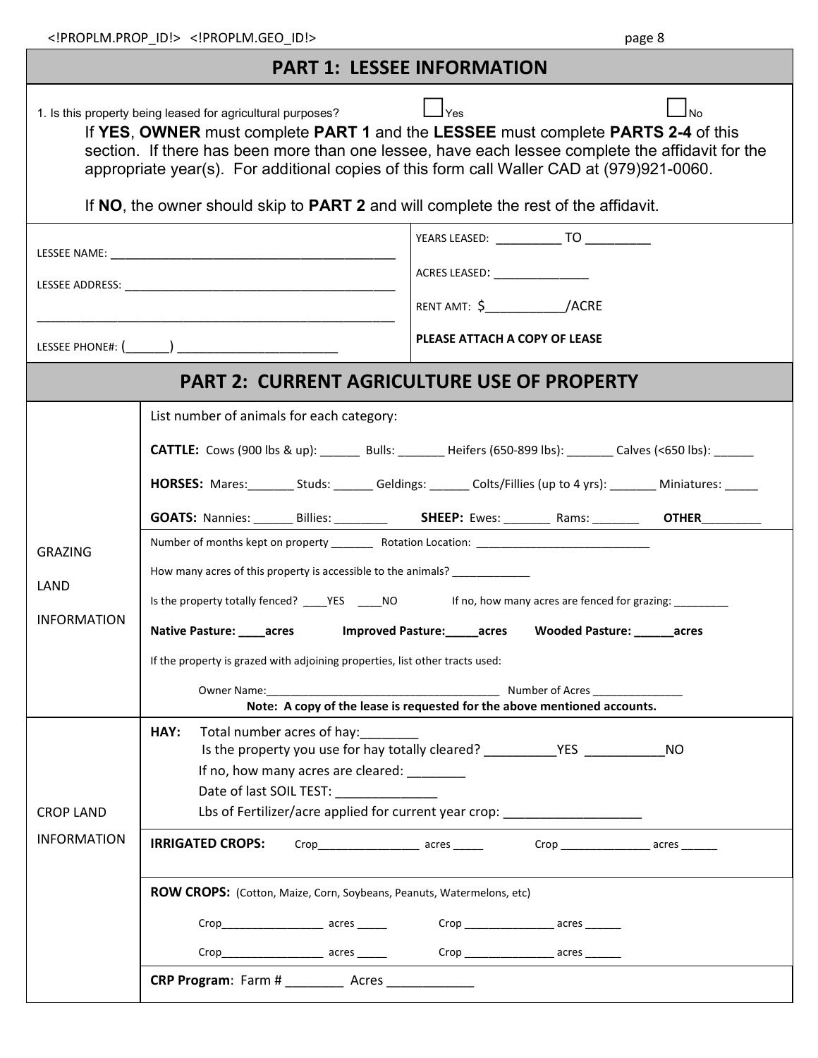## PART 1: LESSEE INFORMATION

1. Is this property being leased for agricultural purposes? ☐ Yes ☐ No

If **YES**, **OWNER** must complete **PART 1** and the **LESSEE** must complete **PARTS 2-4** of this section. If there has been more than one lessee, have each lessee complete the affidavit for the appropriate year(s). For additional copies of this form call Waller CAD at (979)921-0060.

If **NO**, the owner should skip to **PART 2** and will complete the rest of the affidavit.

| | |
|---|---|
| LESSEE NAME: ___________________________________________ | YEARS LEASED: _________ TO _________ |
| LESSEE ADDRESS: ___________________________________________ | ACRES LEASED: ______________ |
| ___________________________________________ | RENT AMT: $__________/ACRE |
| LESSEE PHONE#: (______) ______________________ | **PLEASE ATTACH A COPY OF LEASE** |

## PART 2: CURRENT AGRICULTURE USE OF PROPERTY

### GRAZING LAND INFORMATION

List number of animals for each category:

**CATTLE:** Cows (900 lbs & up): ______ Bulls: _______ Heifers (650-899 lbs): _______ Calves (<650 lbs): ______

**HORSES:** Mares:_______ Studs: ______ Geldings: ______ Colts/Fillies (up to 4 yrs): _______ Miniatures: _____

**GOATS:** Nannies: ______ Billies: ________ **SHEEP:** Ewes: _______ Rams: _______ **OTHER**_________

Number of months kept on property _______ Rotation Location: ____________________________

How many acres of this property is accessible to the animals? ____________

Is the property totally fenced? ____YES ____NO If no, how many acres are fenced for grazing: _________

**Native Pasture: ____acres Improved Pasture:_____acres Wooded Pasture: ______acres**

If the property is grazed with adjoining properties, list other tracts used:

Owner Name:_____________________________________ Number of Acres _______________

**Note: A copy of the lease is requested for the above mentioned accounts.**

### CROP LAND INFORMATION

**HAY:** Total number acres of hay:_______

Is the property you use for hay totally cleared? __________YES ___________NO

If no, how many acres are cleared: ________

Date of last SOIL TEST: _____________

Lbs of Fertilizer/acre applied for current year crop: __________________

**IRRIGATED CROPS:** Crop________________ acres _____ Crop _______________ acres ______

**ROW CROPS:** (Cotton, Maize, Corn, Soybeans, Peanuts, Watermelons, etc)

Crop________________ acres _____ Crop _______________ acres ______

Crop________________ acres _____ Crop _______________ acres ______

**CRP Program**: Farm # ________ Acres ____________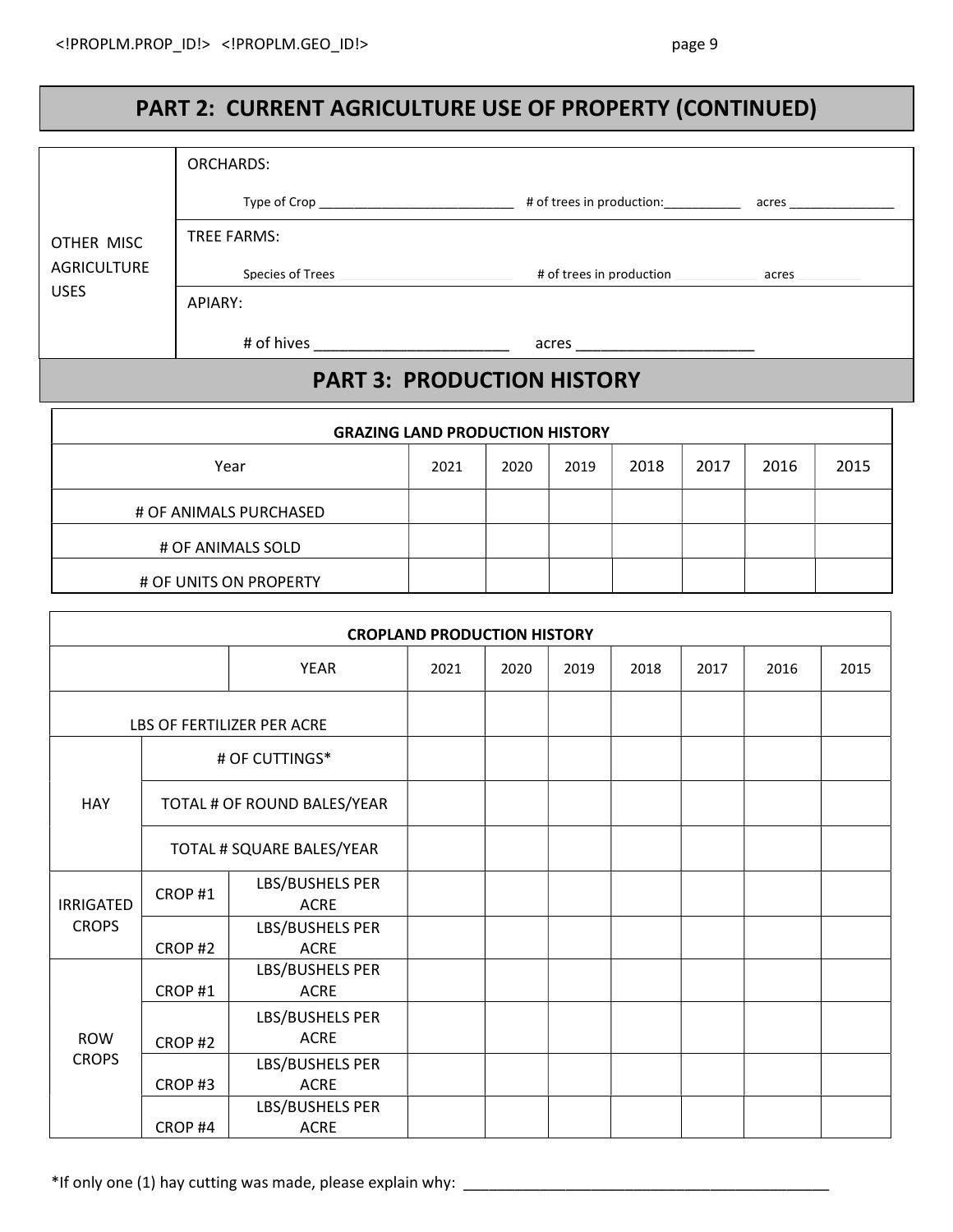## PART 2: CURRENT AGRICULTURE USE OF PROPERTY (CONTINUED)

| | |
|---|---|
| OTHER MISC AGRICULTURE USES | ORCHARDS:<br>Type of Crop ___________________________ # of trees in production:___________ acres _______________ |
| | TREE FARMS:<br>Species of Trees # of trees in production acres |
| | APIARY:<br># of hives _______________________ acres _____________________ |

## PART 3: PRODUCTION HISTORY

**GRAZING LAND PRODUCTION HISTORY**

| Year | 2021 | 2020 | 2019 | 2018 | 2017 | 2016 | 2015 |
|---|---|---|---|---|---|---|---|
| # OF ANIMALS PURCHASED | | | | | | | |
| # OF ANIMALS SOLD | | | | | | | |
| # OF UNITS ON PROPERTY | | | | | | | |

**CROPLAND PRODUCTION HISTORY**

| | | YEAR | 2021 | 2020 | 2019 | 2018 | 2017 | 2016 | 2015 |
|---|---|---|---|---|---|---|---|---|---|
| LBS OF FERTILIZER PER ACRE | | | | | | | | | |
| HAY | # OF CUTTINGS* | | | | | | | | |
| | TOTAL # OF ROUND BALES/YEAR | | | | | | | | |
| | TOTAL # SQUARE BALES/YEAR | | | | | | | | |
| IRRIGATED CROPS | CROP #1 | LBS/BUSHELS PER ACRE | | | | | | | |
| | CROP #2 | LBS/BUSHELS PER ACRE | | | | | | | |
| ROW CROPS | CROP #1 | LBS/BUSHELS PER ACRE | | | | | | | |
| | CROP #2 | LBS/BUSHELS PER ACRE | | | | | | | |
| | CROP #3 | LBS/BUSHELS PER ACRE | | | | | | | |
| | CROP #4 | LBS/BUSHELS PER ACRE | | | | | | | |

*If only one (1) hay cutting was made, please explain why: ____________________________________________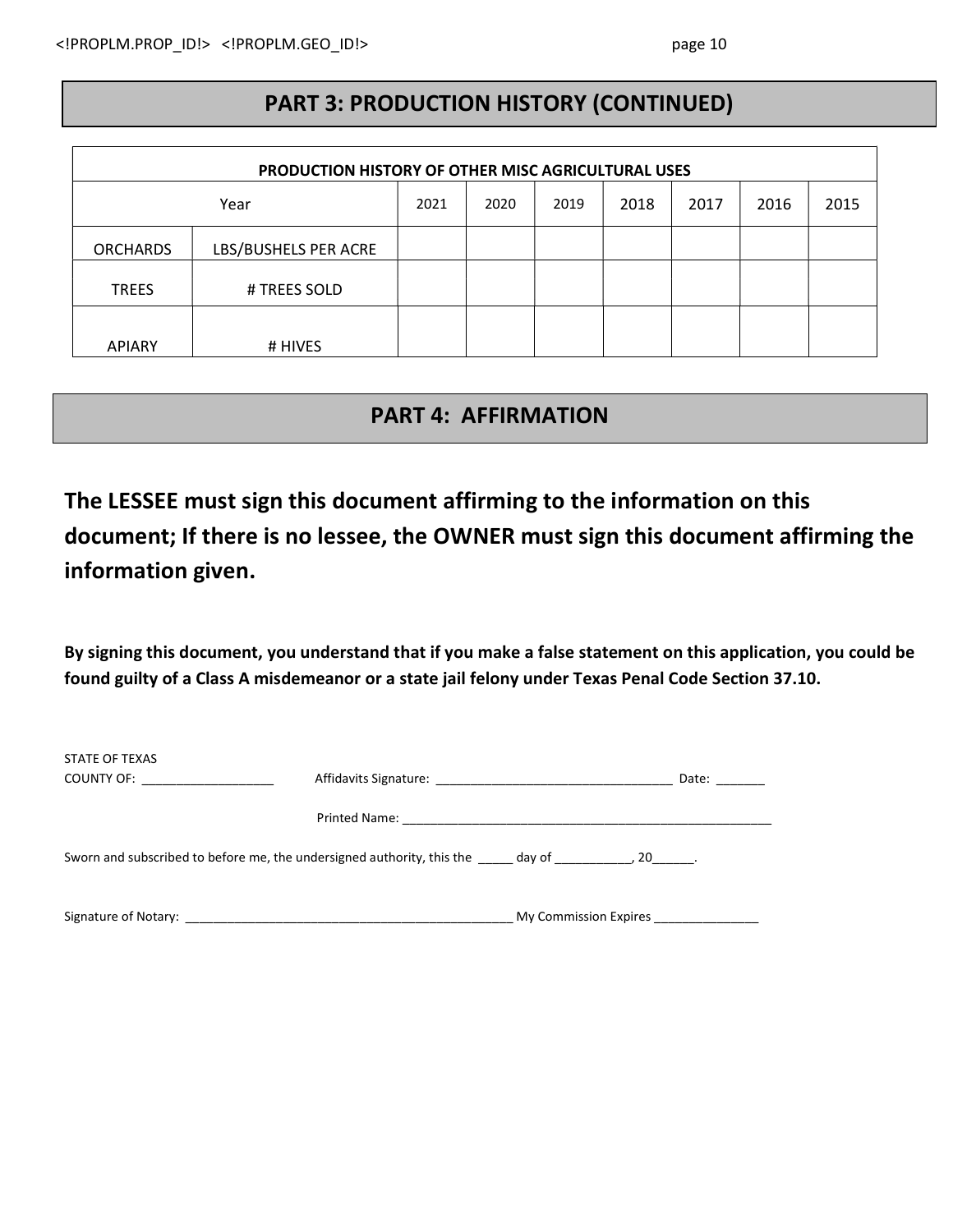## PART 3: PRODUCTION HISTORY (CONTINUED)

| PRODUCTION HISTORY OF OTHER MISC AGRICULTURAL USES | | | | | | | | |
|---|---|---|---|---|---|---|---|---|
| Year | | 2021 | 2020 | 2019 | 2018 | 2017 | 2016 | 2015 |
| ORCHARDS | LBS/BUSHELS PER ACRE | | | | | | | |
| TREES | # TREES SOLD | | | | | | | |
| APIARY | # HIVES | | | | | | | |

## PART 4: AFFIRMATION

### The LESSEE must sign this document affirming to the information on this document; If there is no lessee, the OWNER must sign this document affirming the information given.

**By signing this document, you understand that if you make a false statement on this application, you could be found guilty of a Class A misdemeanor or a state jail felony under Texas Penal Code Section 37.10.**

STATE OF TEXAS
COUNTY OF: ___________________ Affidavits Signature: _________________________________ Date: _______

Printed Name: ______________________________________________________

Sworn and subscribed to before me, the undersigned authority, this the _____ day of ___________, 20______.

Signature of Notary: _______________________________________________ My Commission Expires _______________